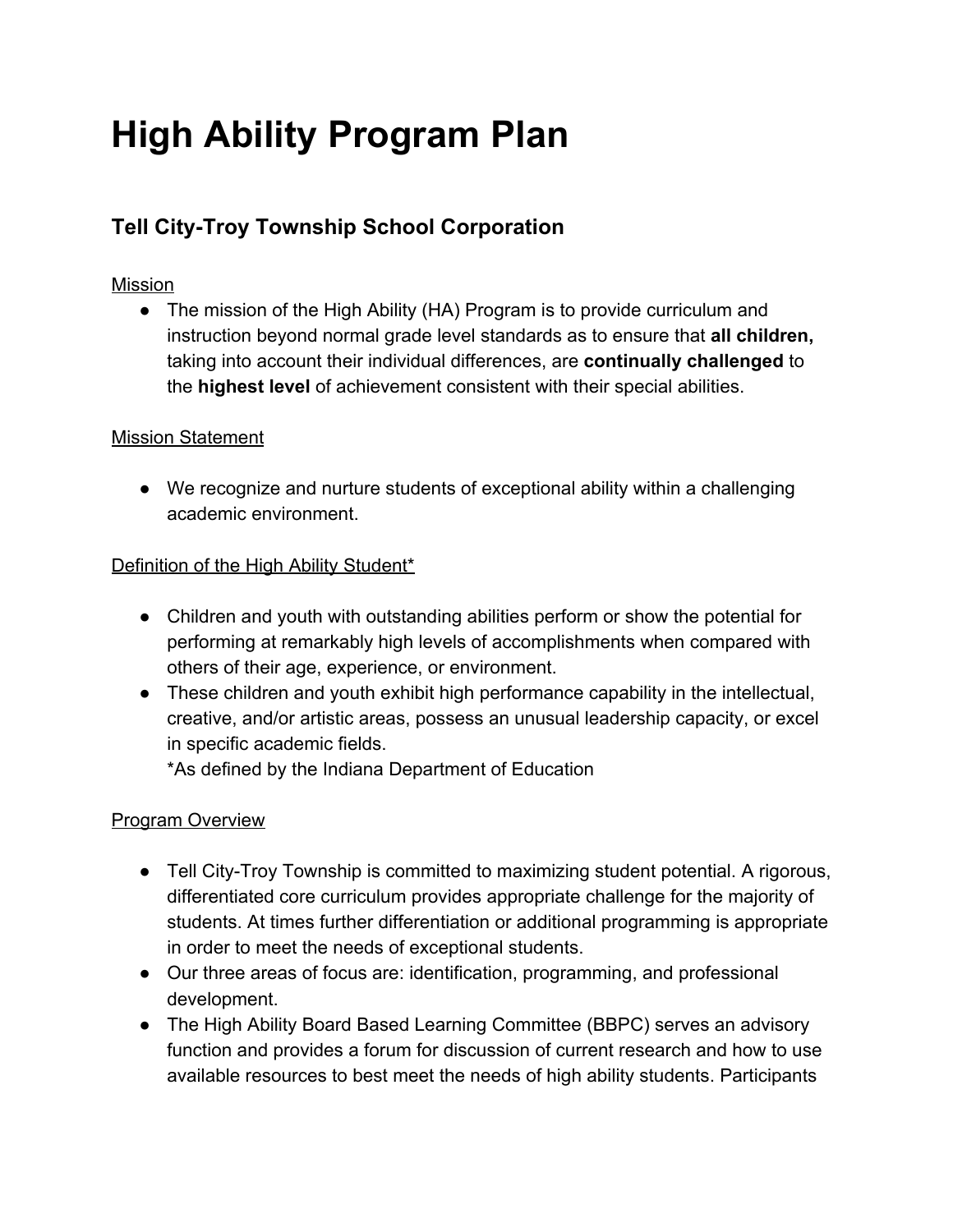# High Ability Program Plan

## Tell City-Troy Township School Corporation

<u>Mission</u>

- The mission of the High Ability (HA) Program is to provide curriculum and instruction beyond normal grade level standards as to ensure that **all children,** taking into account their individual differences, are **continually challenged** to the **highest level** of achievement consistent with their special abilities.

<u>Mission Statement</u>

- We recognize and nurture students of exceptional ability within a challenging academic environment.

<u>Definition of the High Ability Student*</u>

- Children and youth with outstanding abilities perform or show the potential for performing at remarkably high levels of accomplishments when compared with others of their age, experience, or environment.
- These children and youth exhibit high performance capability in the intellectual, creative, and/or artistic areas, possess an unusual leadership capacity, or excel in specific academic fields.
  *As defined by the Indiana Department of Education

<u>Program Overview</u>

- Tell City-Troy Township is committed to maximizing student potential. A rigorous, differentiated core curriculum provides appropriate challenge for the majority of students. At times further differentiation or additional programming is appropriate in order to meet the needs of exceptional students.
- Our three areas of focus are: identification, programming, and professional development.
- The High Ability Board Based Learning Committee (BBPC) serves an advisory function and provides a forum for discussion of current research and how to use available resources to best meet the needs of high ability students. Participants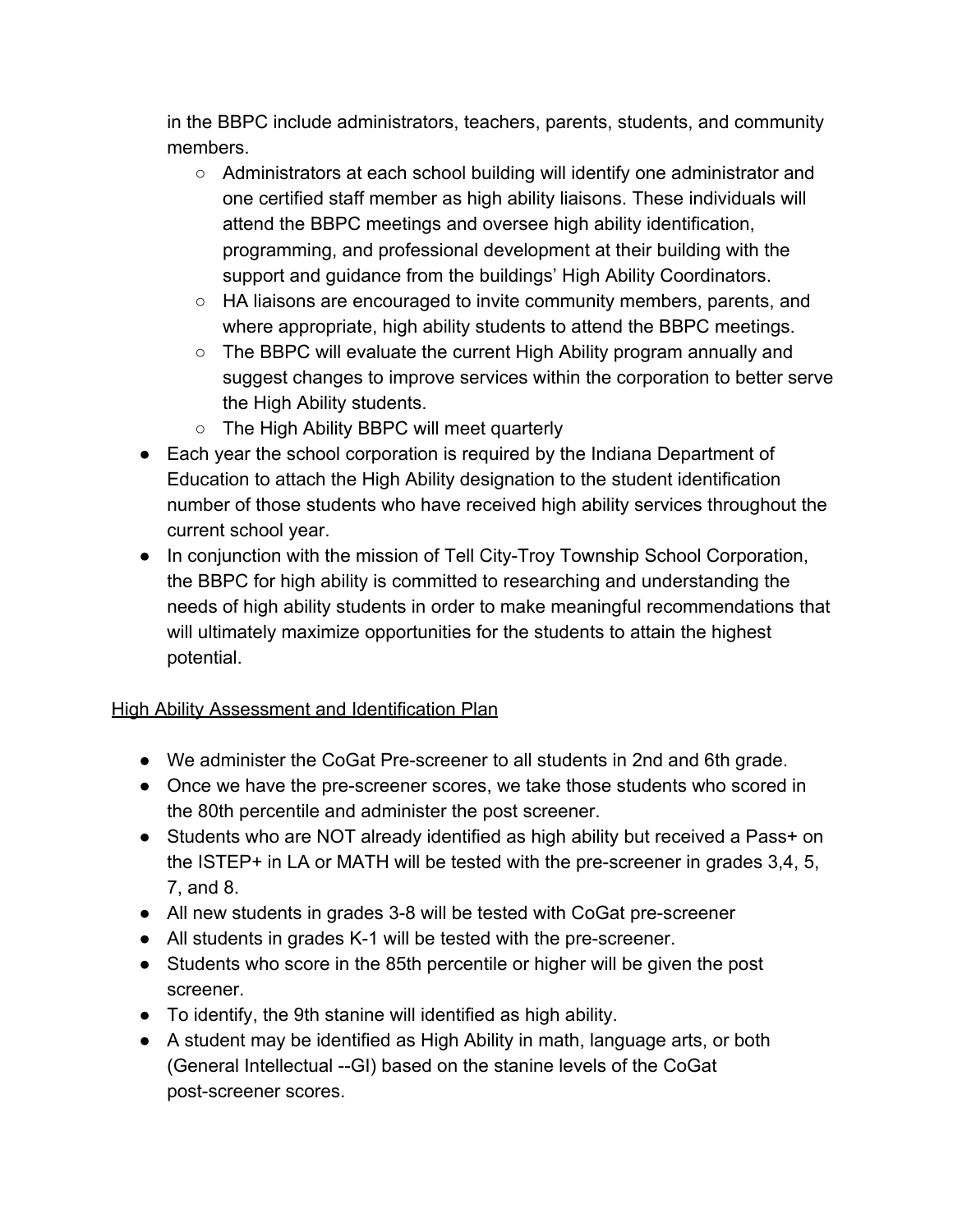in the BBPC include administrators, teachers, parents, students, and community members.

    - Administrators at each school building will identify one administrator and one certified staff member as high ability liaisons. These individuals will attend the BBPC meetings and oversee high ability identification, programming, and professional development at their building with the support and guidance from the buildings' High Ability Coordinators.
    - HA liaisons are encouraged to invite community members, parents, and where appropriate, high ability students to attend the BBPC meetings.
    - The BBPC will evaluate the current High Ability program annually and suggest changes to improve services within the corporation to better serve the High Ability students.
    - The High Ability BBPC will meet quarterly
- Each year the school corporation is required by the Indiana Department of Education to attach the High Ability designation to the student identification number of those students who have received high ability services throughout the current school year.
- In conjunction with the mission of Tell City-Troy Township School Corporation, the BBPC for high ability is committed to researching and understanding the needs of high ability students in order to make meaningful recommendations that will ultimately maximize opportunities for the students to attain the highest potential.

<u>High Ability Assessment and Identification Plan</u>

- We administer the CoGat Pre-screener to all students in 2nd and 6th grade.
- Once we have the pre-screener scores, we take those students who scored in the 80th percentile and administer the post screener.
- Students who are NOT already identified as high ability but received a Pass+ on the ISTEP+ in LA or MATH will be tested with the pre-screener in grades 3,4, 5, 7, and 8.
- All new students in grades 3-8 will be tested with CoGat pre-screener
- All students in grades K-1 will be tested with the pre-screener.
- Students who score in the 85th percentile or higher will be given the post screener.
- To identify, the 9th stanine will identified as high ability.
- A student may be identified as High Ability in math, language arts, or both (General Intellectual --GI) based on the stanine levels of the CoGat post-screener scores.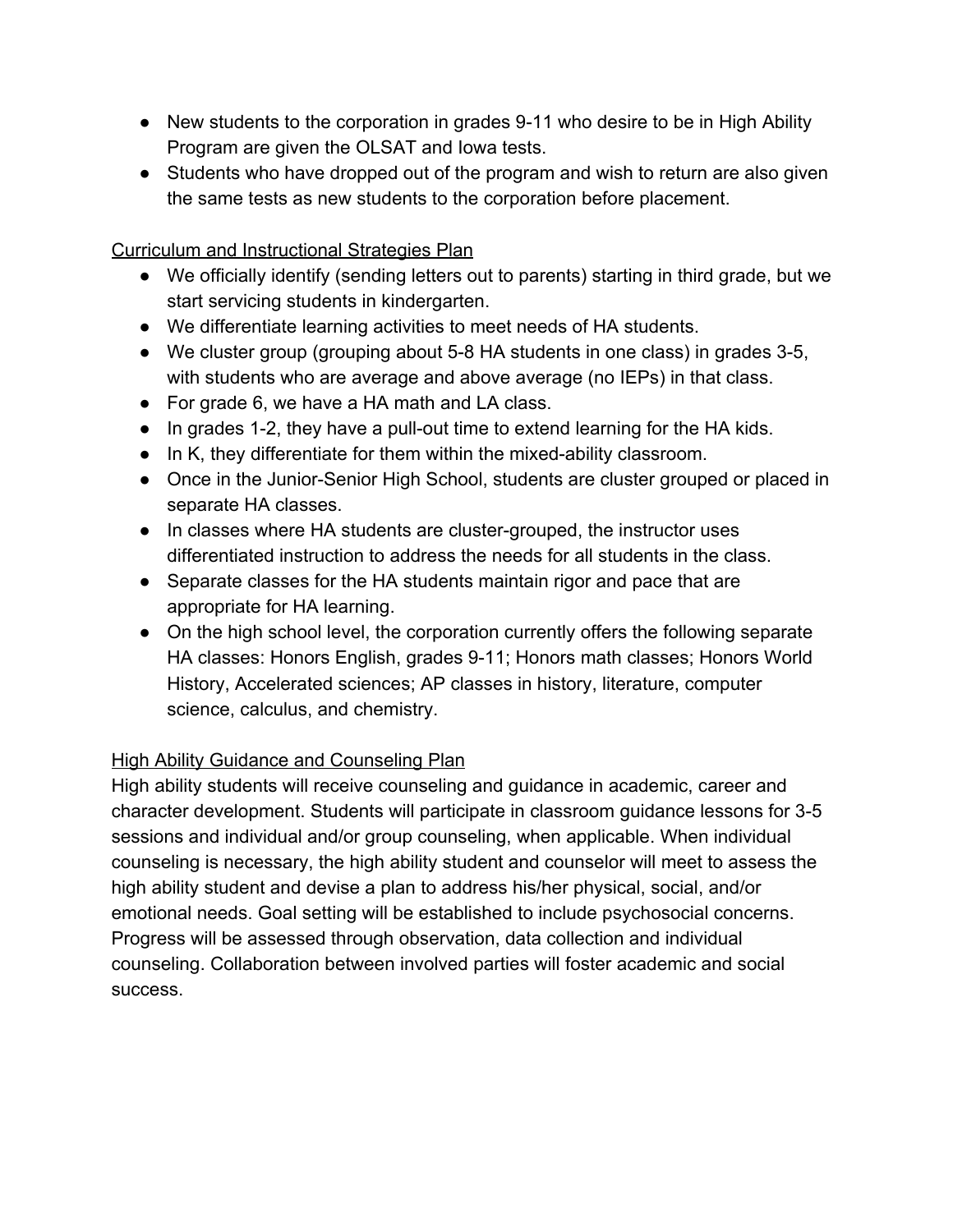- New students to the corporation in grades 9-11 who desire to be in High Ability Program are given the OLSAT and Iowa tests.
- Students who have dropped out of the program and wish to return are also given the same tests as new students to the corporation before placement.

<u>Curriculum and Instructional Strategies Plan</u>

- We officially identify (sending letters out to parents) starting in third grade, but we start servicing students in kindergarten.
- We differentiate learning activities to meet needs of HA students.
- We cluster group (grouping about 5-8 HA students in one class) in grades 3-5, with students who are average and above average (no IEPs) in that class.
- For grade 6, we have a HA math and LA class.
- In grades 1-2, they have a pull-out time to extend learning for the HA kids.
- In K, they differentiate for them within the mixed-ability classroom.
- Once in the Junior-Senior High School, students are cluster grouped or placed in separate HA classes.
- In classes where HA students are cluster-grouped, the instructor uses differentiated instruction to address the needs for all students in the class.
- Separate classes for the HA students maintain rigor and pace that are appropriate for HA learning.
- On the high school level, the corporation currently offers the following separate HA classes: Honors English, grades 9-11; Honors math classes; Honors World History, Accelerated sciences; AP classes in history, literature, computer science, calculus, and chemistry.

<u>High Ability Guidance and Counseling Plan</u>

High ability students will receive counseling and guidance in academic, career and character development. Students will participate in classroom guidance lessons for 3-5 sessions and individual and/or group counseling, when applicable. When individual counseling is necessary, the high ability student and counselor will meet to assess the high ability student and devise a plan to address his/her physical, social, and/or emotional needs. Goal setting will be established to include psychosocial concerns. Progress will be assessed through observation, data collection and individual counseling. Collaboration between involved parties will foster academic and social success.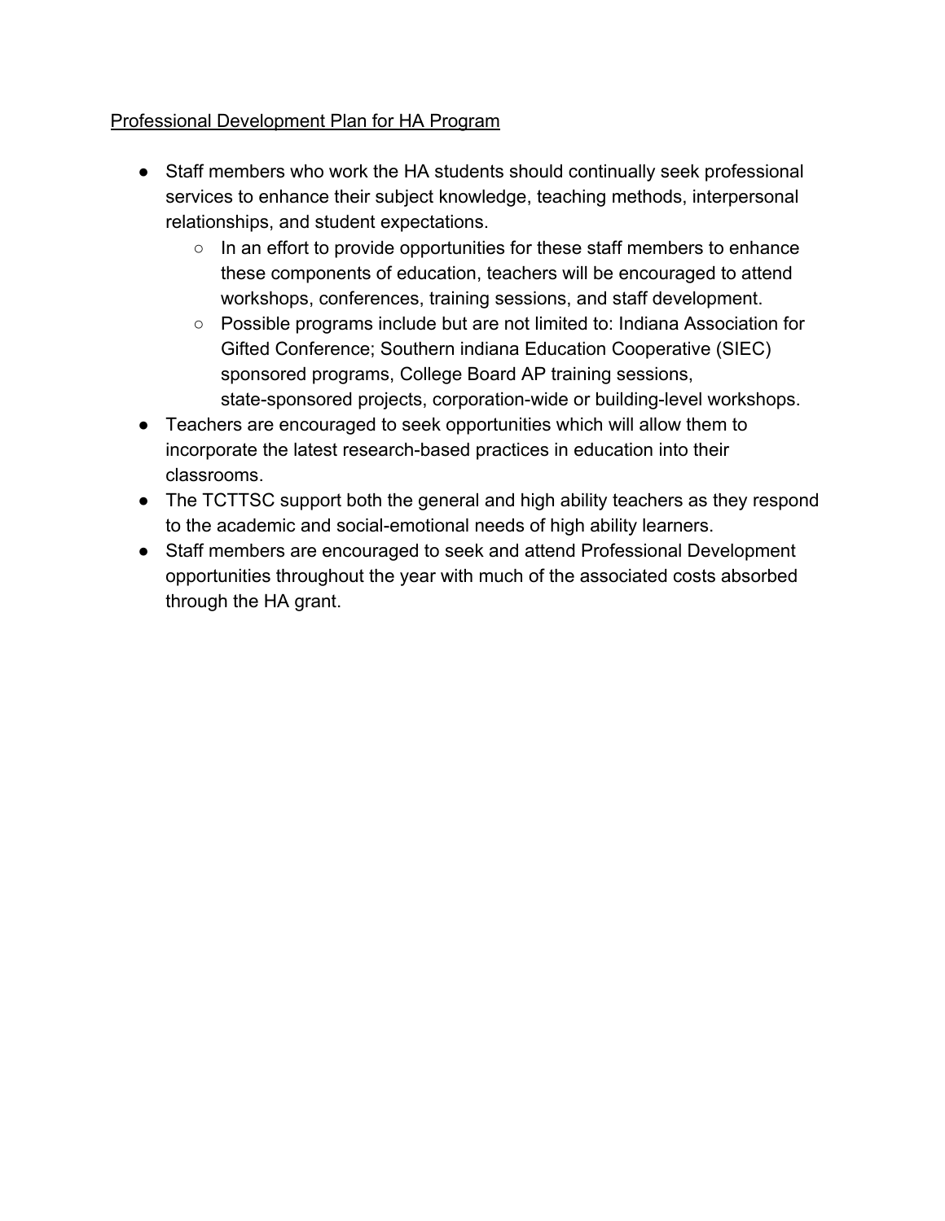<u>Professional Development Plan for HA Program</u>

- Staff members who work the HA students should continually seek professional services to enhance their subject knowledge, teaching methods, interpersonal relationships, and student expectations.
    - In an effort to provide opportunities for these staff members to enhance these components of education, teachers will be encouraged to attend workshops, conferences, training sessions, and staff development.
    - Possible programs include but are not limited to: Indiana Association for Gifted Conference; Southern indiana Education Cooperative (SIEC) sponsored programs, College Board AP training sessions, state-sponsored projects, corporation-wide or building-level workshops.
- Teachers are encouraged to seek opportunities which will allow them to incorporate the latest research-based practices in education into their classrooms.
- The TCTTSC support both the general and high ability teachers as they respond to the academic and social-emotional needs of high ability learners.
- Staff members are encouraged to seek and attend Professional Development opportunities throughout the year with much of the associated costs absorbed through the HA grant.